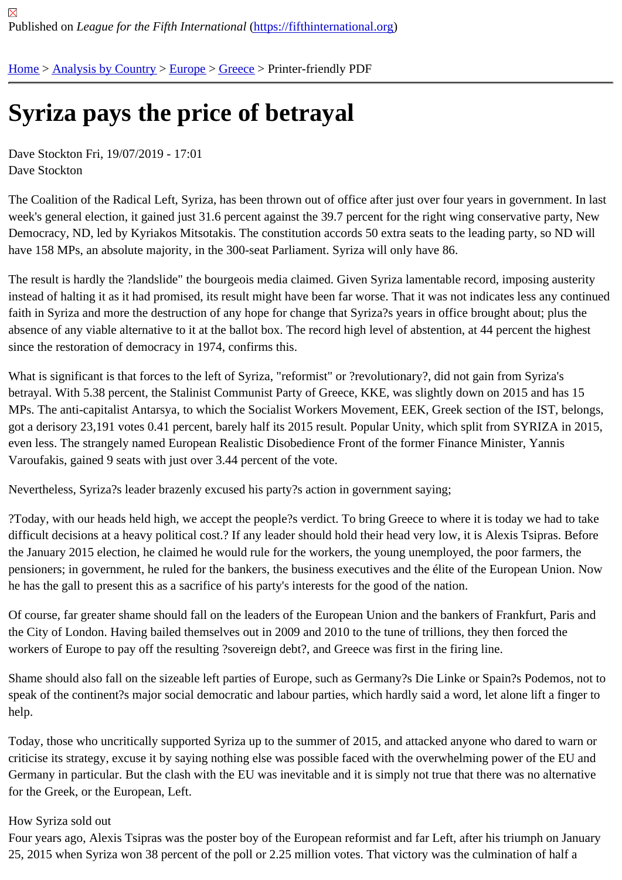Published on *League for the Fifth International* (https://fifthinternational.org)

Home > Analysis by Country > Europe > Greece > Printer-friendly PDF

# Syriza pays the price of betrayal

Dave Stockton Fri, 19/07/2019 - 17:01
Dave Stockton

The Coalition of the Radical Left, Syriza, has been thrown out of office after just over four years in government. In last week's general election, it gained just 31.6 percent against the 39.7 percent for the right wing conservative party, New Democracy, ND, led by Kyriakos Mitsotakis. The constitution accords 50 extra seats to the leading party, so ND will have 158 MPs, an absolute majority, in the 300-seat Parliament. Syriza will only have 86.

The result is hardly the ?landslide" the bourgeois media claimed. Given Syriza lamentable record, imposing austerity instead of halting it as it had promised, its result might have been far worse. That it was not indicates less any continued faith in Syriza and more the destruction of any hope for change that Syriza?s years in office brought about; plus the absence of any viable alternative to it at the ballot box. The record high level of abstention, at 44 percent the highest since the restoration of democracy in 1974, confirms this.

What is significant is that forces to the left of Syriza, "reformist" or ?revolutionary?, did not gain from Syriza's betrayal. With 5.38 percent, the Stalinist Communist Party of Greece, KKE, was slightly down on 2015 and has 15 MPs. The anti-capitalist Antarsya, to which the Socialist Workers Movement, EEK, Greek section of the IST, belongs, got a derisory 23,191 votes 0.41 percent, barely half its 2015 result. Popular Unity, which split from SYRIZA in 2015, even less. The strangely named European Realistic Disobedience Front of the former Finance Minister, Yannis Varoufakis, gained 9 seats with just over 3.44 percent of the vote.

Nevertheless, Syriza?s leader brazenly excused his party?s action in government saying;

?Today, with our heads held high, we accept the people?s verdict. To bring Greece to where it is today we had to take difficult decisions at a heavy political cost.? If any leader should hold their head very low, it is Alexis Tsipras. Before the January 2015 election, he claimed he would rule for the workers, the young unemployed, the poor farmers, the pensioners; in government, he ruled for the bankers, the business executives and the élite of the European Union. Now he has the gall to present this as a sacrifice of his party's interests for the good of the nation.

Of course, far greater shame should fall on the leaders of the European Union and the bankers of Frankfurt, Paris and the City of London. Having bailed themselves out in 2009 and 2010 to the tune of trillions, they then forced the workers of Europe to pay off the resulting ?sovereign debt?, and Greece was first in the firing line.

Shame should also fall on the sizeable left parties of Europe, such as Germany?s Die Linke or Spain?s Podemos, not to speak of the continent?s major social democratic and labour parties, which hardly said a word, let alone lift a finger to help.

Today, those who uncritically supported Syriza up to the summer of 2015, and attacked anyone who dared to warn or criticise its strategy, excuse it by saying nothing else was possible faced with the overwhelming power of the EU and Germany in particular. But the clash with the EU was inevitable and it is simply not true that there was no alternative for the Greek, or the European, Left.

## How Syriza sold out

Four years ago, Alexis Tsipras was the poster boy of the European reformist and far Left, after his triumph on January 25, 2015 when Syriza won 38 percent of the poll or 2.25 million votes. That victory was the culmination of half a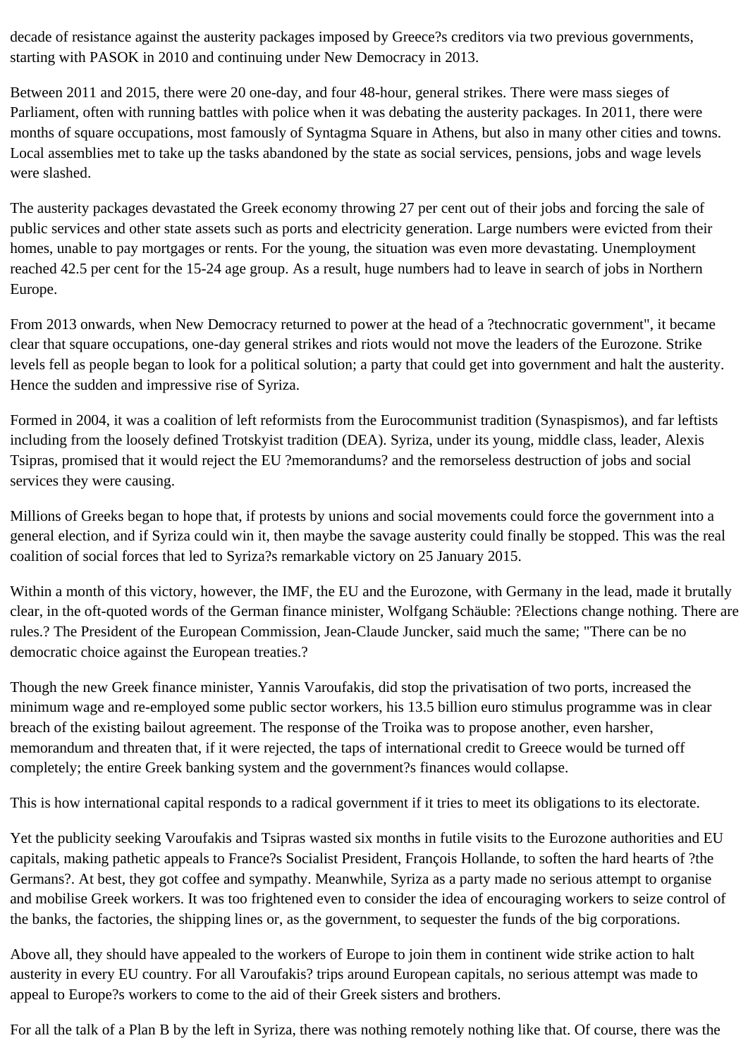decade of resistance against the austerity packages imposed by Greece?s creditors via two previous governments, starting with PASOK in 2010 and continuing under New Democracy in 2013.

Between 2011 and 2015, there were 20 one-day, and four 48-hour, general strikes. There were mass sieges of Parliament, often with running battles with police when it was debating the austerity packages. In 2011, there were months of square occupations, most famously of Syntagma Square in Athens, but also in many other cities and towns. Local assemblies met to take up the tasks abandoned by the state as social services, pensions, jobs and wage levels were slashed.

The austerity packages devastated the Greek economy throwing 27 per cent out of their jobs and forcing the sale of public services and other state assets such as ports and electricity generation. Large numbers were evicted from their homes, unable to pay mortgages or rents. For the young, the situation was even more devastating. Unemployment reached 42.5 per cent for the 15-24 age group. As a result, huge numbers had to leave in search of jobs in Northern Europe.

From 2013 onwards, when New Democracy returned to power at the head of a ?technocratic government", it became clear that square occupations, one-day general strikes and riots would not move the leaders of the Eurozone. Strike levels fell as people began to look for a political solution; a party that could get into government and halt the austerity. Hence the sudden and impressive rise of Syriza.

Formed in 2004, it was a coalition of left reformists from the Eurocommunist tradition (Synaspismos), and far leftists including from the loosely defined Trotskyist tradition (DEA). Syriza, under its young, middle class, leader, Alexis Tsipras, promised that it would reject the EU ?memorandums? and the remorseless destruction of jobs and social services they were causing.

Millions of Greeks began to hope that, if protests by unions and social movements could force the government into a general election, and if Syriza could win it, then maybe the savage austerity could finally be stopped. This was the real coalition of social forces that led to Syriza?s remarkable victory on 25 January 2015.

Within a month of this victory, however, the IMF, the EU and the Eurozone, with Germany in the lead, made it brutally clear, in the oft-quoted words of the German finance minister, Wolfgang Schäuble: ?Elections change nothing. There are rules.? The President of the European Commission, Jean-Claude Juncker, said much the same; "There can be no democratic choice against the European treaties.?

Though the new Greek finance minister, Yannis Varoufakis, did stop the privatisation of two ports, increased the minimum wage and re-employed some public sector workers, his 13.5 billion euro stimulus programme was in clear breach of the existing bailout agreement. The response of the Troika was to propose another, even harsher, memorandum and threaten that, if it were rejected, the taps of international credit to Greece would be turned off completely; the entire Greek banking system and the government?s finances would collapse.

This is how international capital responds to a radical government if it tries to meet its obligations to its electorate.

Yet the publicity seeking Varoufakis and Tsipras wasted six months in futile visits to the Eurozone authorities and EU capitals, making pathetic appeals to France?s Socialist President, François Hollande, to soften the hard hearts of ?the Germans?. At best, they got coffee and sympathy. Meanwhile, Syriza as a party made no serious attempt to organise and mobilise Greek workers. It was too frightened even to consider the idea of encouraging workers to seize control of the banks, the factories, the shipping lines or, as the government, to sequester the funds of the big corporations.

Above all, they should have appealed to the workers of Europe to join them in continent wide strike action to halt austerity in every EU country. For all Varoufakis? trips around European capitals, no serious attempt was made to appeal to Europe?s workers to come to the aid of their Greek sisters and brothers.

For all the talk of a Plan B by the left in Syriza, there was nothing remotely nothing like that. Of course, there was the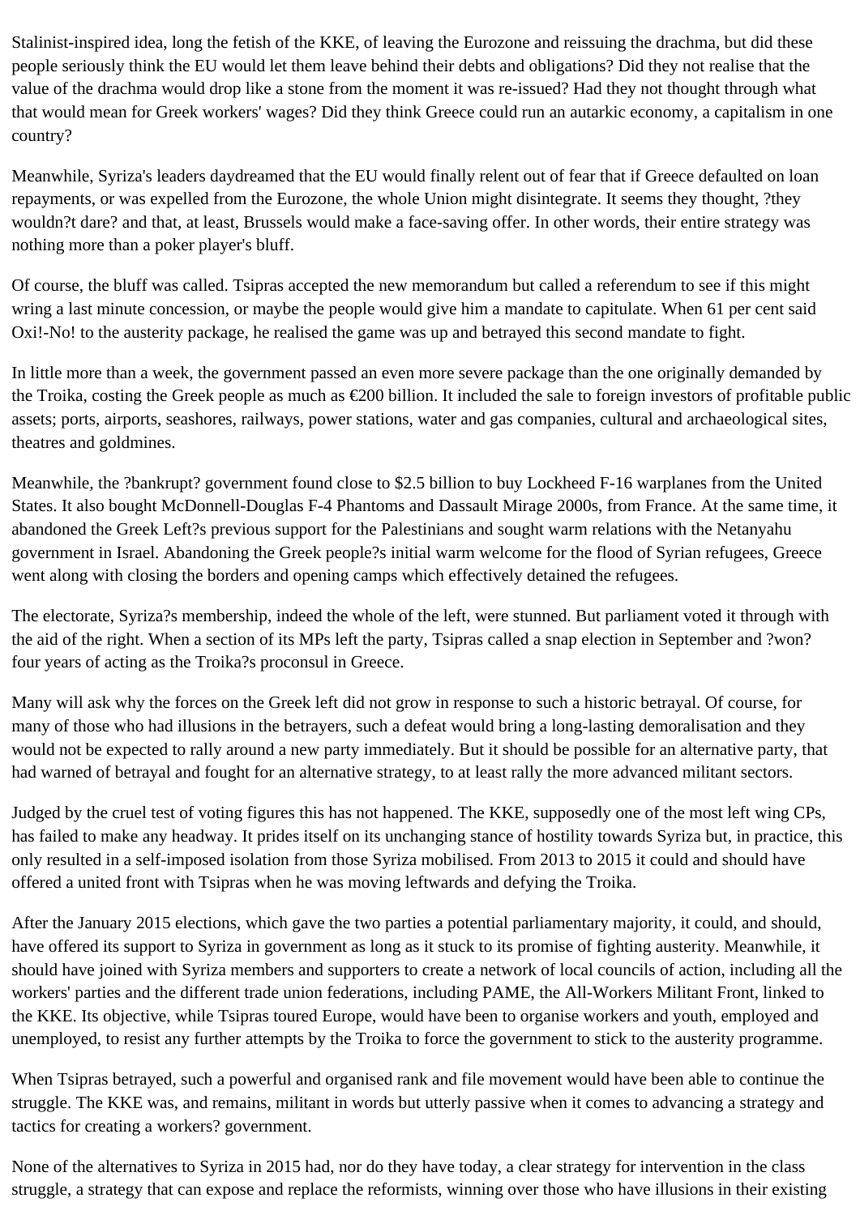Stalinist-inspired idea, long the fetish of the KKE, of leaving the Eurozone and reissuing the drachma, but did these people seriously think the EU would let them leave behind their debts and obligations? Did they not realise that the value of the drachma would drop like a stone from the moment it was re-issued? Had they not thought through what that would mean for Greek workers' wages? Did they think Greece could run an autarkic economy, a capitalism in one country?

Meanwhile, Syriza's leaders daydreamed that the EU would finally relent out of fear that if Greece defaulted on loan repayments, or was expelled from the Eurozone, the whole Union might disintegrate. It seems they thought, ?they wouldn?t dare? and that, at least, Brussels would make a face-saving offer. In other words, their entire strategy was nothing more than a poker player's bluff.

Of course, the bluff was called. Tsipras accepted the new memorandum but called a referendum to see if this might wring a last minute concession, or maybe the people would give him a mandate to capitulate. When 61 per cent said Oxi!-No! to the austerity package, he realised the game was up and betrayed this second mandate to fight.

In little more than a week, the government passed an even more severe package than the one originally demanded by the Troika, costing the Greek people as much as €200 billion. It included the sale to foreign investors of profitable public assets; ports, airports, seashores, railways, power stations, water and gas companies, cultural and archaeological sites, theatres and goldmines.

Meanwhile, the ?bankrupt? government found close to $2.5 billion to buy Lockheed F-16 warplanes from the United States. It also bought McDonnell-Douglas F-4 Phantoms and Dassault Mirage 2000s, from France. At the same time, it abandoned the Greek Left?s previous support for the Palestinians and sought warm relations with the Netanyahu government in Israel. Abandoning the Greek people?s initial warm welcome for the flood of Syrian refugees, Greece went along with closing the borders and opening camps which effectively detained the refugees.

The electorate, Syriza?s membership, indeed the whole of the left, were stunned. But parliament voted it through with the aid of the right. When a section of its MPs left the party, Tsipras called a snap election in September and ?won? four years of acting as the Troika?s proconsul in Greece.

Many will ask why the forces on the Greek left did not grow in response to such a historic betrayal. Of course, for many of those who had illusions in the betrayers, such a defeat would bring a long-lasting demoralisation and they would not be expected to rally around a new party immediately. But it should be possible for an alternative party, that had warned of betrayal and fought for an alternative strategy, to at least rally the more advanced militant sectors.

Judged by the cruel test of voting figures this has not happened. The KKE, supposedly one of the most left wing CPs, has failed to make any headway. It prides itself on its unchanging stance of hostility towards Syriza but, in practice, this only resulted in a self-imposed isolation from those Syriza mobilised. From 2013 to 2015 it could and should have offered a united front with Tsipras when he was moving leftwards and defying the Troika.

After the January 2015 elections, which gave the two parties a potential parliamentary majority, it could, and should, have offered its support to Syriza in government as long as it stuck to its promise of fighting austerity. Meanwhile, it should have joined with Syriza members and supporters to create a network of local councils of action, including all the workers' parties and the different trade union federations, including PAME, the All-Workers Militant Front, linked to the KKE. Its objective, while Tsipras toured Europe, would have been to organise workers and youth, employed and unemployed, to resist any further attempts by the Troika to force the government to stick to the austerity programme.

When Tsipras betrayed, such a powerful and organised rank and file movement would have been able to continue the struggle. The KKE was, and remains, militant in words but utterly passive when it comes to advancing a strategy and tactics for creating a workers? government.

None of the alternatives to Syriza in 2015 had, nor do they have today, a clear strategy for intervention in the class struggle, a strategy that can expose and replace the reformists, winning over those who have illusions in their existing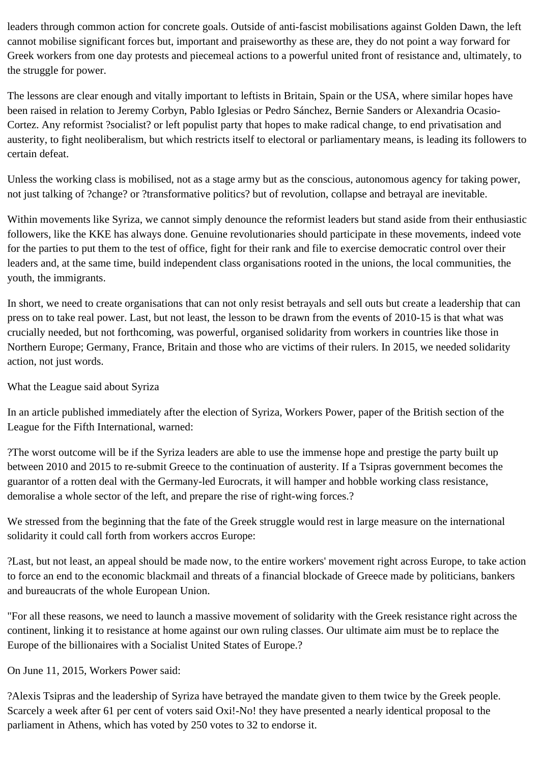leaders through common action for concrete goals. Outside of anti-fascist mobilisations against Golden Dawn, the left cannot mobilise significant forces but, important and praiseworthy as these are, they do not point a way forward for Greek workers from one day protests and piecemeal actions to a powerful united front of resistance and, ultimately, to the struggle for power.

The lessons are clear enough and vitally important to leftists in Britain, Spain or the USA, where similar hopes have been raised in relation to Jeremy Corbyn, Pablo Iglesias or Pedro Sánchez, Bernie Sanders or Alexandria Ocasio-Cortez. Any reformist ?socialist? or left populist party that hopes to make radical change, to end privatisation and austerity, to fight neoliberalism, but which restricts itself to electoral or parliamentary means, is leading its followers to certain defeat.

Unless the working class is mobilised, not as a stage army but as the conscious, autonomous agency for taking power, not just talking of ?change? or ?transformative politics? but of revolution, collapse and betrayal are inevitable.

Within movements like Syriza, we cannot simply denounce the reformist leaders but stand aside from their enthusiastic followers, like the KKE has always done. Genuine revolutionaries should participate in these movements, indeed vote for the parties to put them to the test of office, fight for their rank and file to exercise democratic control over their leaders and, at the same time, build independent class organisations rooted in the unions, the local communities, the youth, the immigrants.

In short, we need to create organisations that can not only resist betrayals and sell outs but create a leadership that can press on to take real power. Last, but not least, the lesson to be drawn from the events of 2010-15 is that what was crucially needed, but not forthcoming, was powerful, organised solidarity from workers in countries like those in Northern Europe; Germany, France, Britain and those who are victims of their rulers. In 2015, we needed solidarity action, not just words.

What the League said about Syriza

In an article published immediately after the election of Syriza, Workers Power, paper of the British section of the League for the Fifth International, warned:

?The worst outcome will be if the Syriza leaders are able to use the immense hope and prestige the party built up between 2010 and 2015 to re-submit Greece to the continuation of austerity. If a Tsipras government becomes the guarantor of a rotten deal with the Germany-led Eurocrats, it will hamper and hobble working class resistance, demoralise a whole sector of the left, and prepare the rise of right-wing forces.?

We stressed from the beginning that the fate of the Greek struggle would rest in large measure on the international solidarity it could call forth from workers accros Europe:

?Last, but not least, an appeal should be made now, to the entire workers' movement right across Europe, to take action to force an end to the economic blackmail and threats of a financial blockade of Greece made by politicians, bankers and bureaucrats of the whole European Union.

"For all these reasons, we need to launch a massive movement of solidarity with the Greek resistance right across the continent, linking it to resistance at home against our own ruling classes. Our ultimate aim must be to replace the Europe of the billionaires with a Socialist United States of Europe.?

On June 11, 2015, Workers Power said:

?Alexis Tsipras and the leadership of Syriza have betrayed the mandate given to them twice by the Greek people. Scarcely a week after 61 per cent of voters said Oxi!-No! they have presented a nearly identical proposal to the parliament in Athens, which has voted by 250 votes to 32 to endorse it.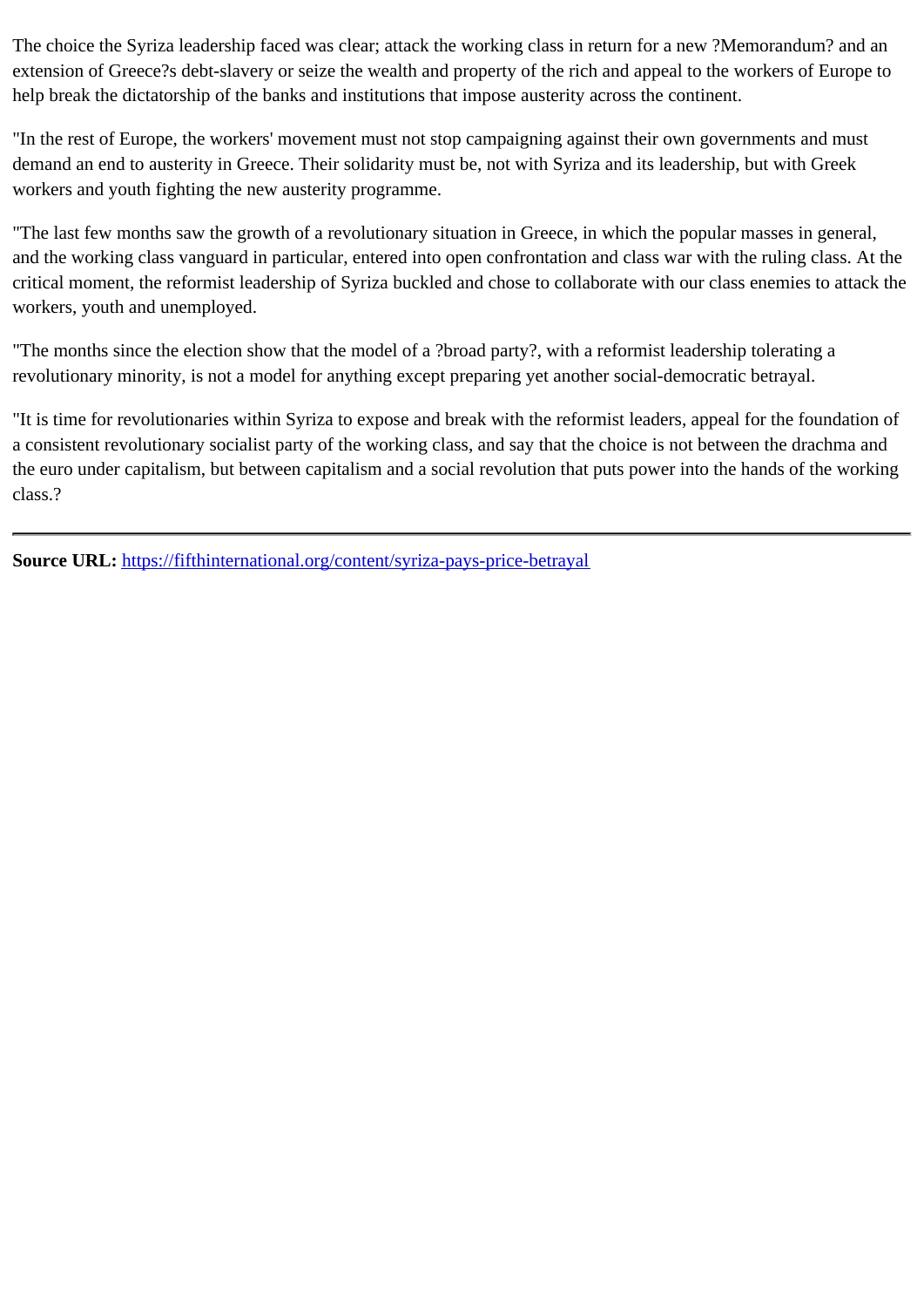The choice the Syriza leadership faced was clear; attack the working class in return for a new ?Memorandum? and an extension of Greece?s debt-slavery or seize the wealth and property of the rich and appeal to the workers of Europe to help break the dictatorship of the banks and institutions that impose austerity across the continent.

"In the rest of Europe, the workers' movement must not stop campaigning against their own governments and must demand an end to austerity in Greece. Their solidarity must be, not with Syriza and its leadership, but with Greek workers and youth fighting the new austerity programme.

"The last few months saw the growth of a revolutionary situation in Greece, in which the popular masses in general, and the working class vanguard in particular, entered into open confrontation and class war with the ruling class. At the critical moment, the reformist leadership of Syriza buckled and chose to collaborate with our class enemies to attack the workers, youth and unemployed.

"The months since the election show that the model of a ?broad party?, with a reformist leadership tolerating a revolutionary minority, is not a model for anything except preparing yet another social-democratic betrayal.

"It is time for revolutionaries within Syriza to expose and break with the reformist leaders, appeal for the foundation of a consistent revolutionary socialist party of the working class, and say that the choice is not between the drachma and the euro under capitalism, but between capitalism and a social revolution that puts power into the hands of the working class.?

---

**Source URL:** https://fifthinternational.org/content/syriza-pays-price-betrayal